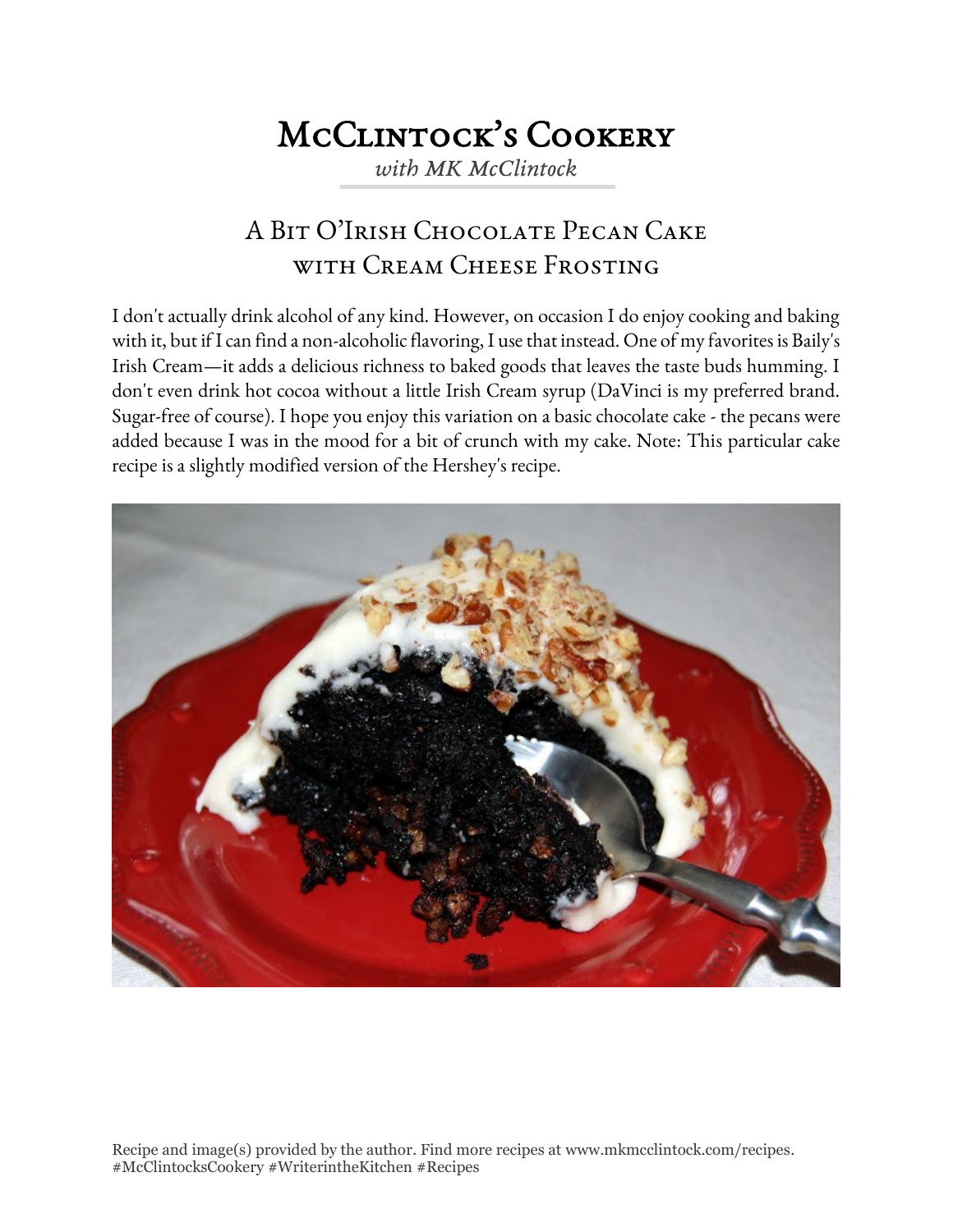# McClintock's Cookery

*with MK McClintock*

## A Bit O'Irish Chocolate Pecan Cake with Cream Cheese Frosting

I don't actually drink alcohol of any kind. However, on occasion I do enjoy cooking and baking with it, but if I can find a non-alcoholic flavoring, I use that instead. One of my favorites is Baily's Irish Cream—it adds a delicious richness to baked goods that leaves the taste buds humming. I don't even drink hot cocoa without a little Irish Cream syrup (DaVinci is my preferred brand. Sugar-free of course). I hope you enjoy this variation on a basic chocolate cake - the pecans were added because I was in the mood for a bit of crunch with my cake. Note: This particular cake recipe is a slightly modified version of the Hershey's recipe.

Recipe and image(s) provided by the author. Find more recipes at www.mkmcclintock.com/recipes. #McClintocksCookery #WriterintheKitchen #Recipes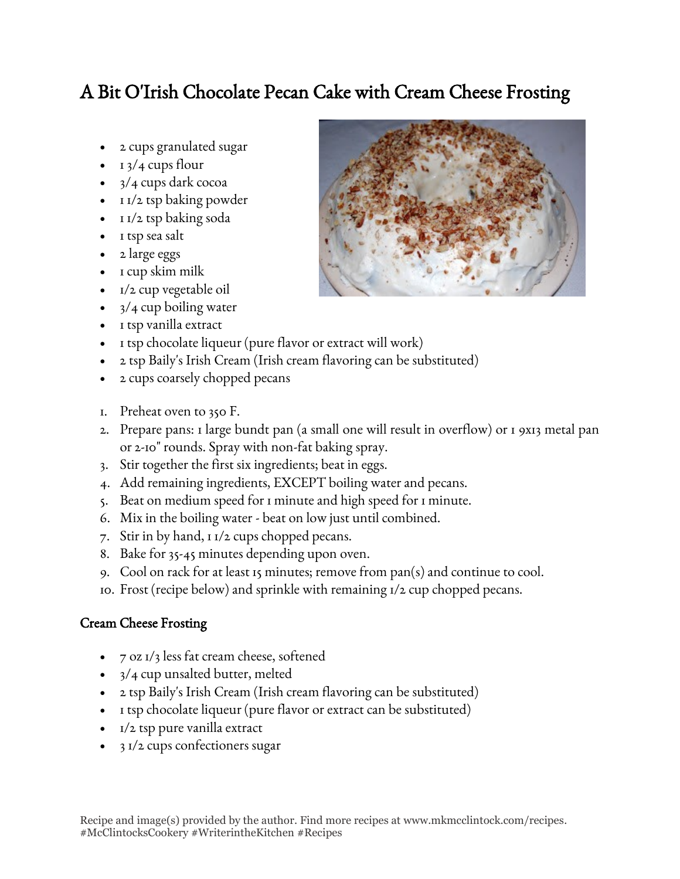# A Bit O'Irish Chocolate Pecan Cake with Cream Cheese Frosting

- 2 cups granulated sugar
- 1 3/4 cups flour
- 3/4 cups dark cocoa
- 1 1/2 tsp baking powder
- 1 1/2 tsp baking soda
- 1 tsp sea salt
- 2 large eggs
- 1 cup skim milk
- 1/2 cup vegetable oil
- 3/4 cup boiling water
- 1 tsp vanilla extract
- 1 tsp chocolate liqueur (pure flavor or extract will work)
- 2 tsp Baily's Irish Cream (Irish cream flavoring can be substituted)
- 2 cups coarsely chopped pecans

1. Preheat oven to 350 F.
2. Prepare pans: 1 large bundt pan (a small one will result in overflow) or 1 9x13 metal pan or 2-10" rounds. Spray with non-fat baking spray.
3. Stir together the first six ingredients; beat in eggs.
4. Add remaining ingredients, EXCEPT boiling water and pecans.
5. Beat on medium speed for 1 minute and high speed for 1 minute.
6. Mix in the boiling water - beat on low just until combined.
7. Stir in by hand, 1 1/2 cups chopped pecans.
8. Bake for 35-45 minutes depending upon oven.
9. Cool on rack for at least 15 minutes; remove from pan(s) and continue to cool.
10. Frost (recipe below) and sprinkle with remaining 1/2 cup chopped pecans.

## Cream Cheese Frosting

- 7 oz 1/3 less fat cream cheese, softened
- 3/4 cup unsalted butter, melted
- 2 tsp Baily's Irish Cream (Irish cream flavoring can be substituted)
- 1 tsp chocolate liqueur (pure flavor or extract can be substituted)
- 1/2 tsp pure vanilla extract
- 3 1/2 cups confectioners sugar

Recipe and image(s) provided by the author. Find more recipes at www.mkmcclintock.com/recipes. #McClintocksCookery #WriterintheKitchen #Recipes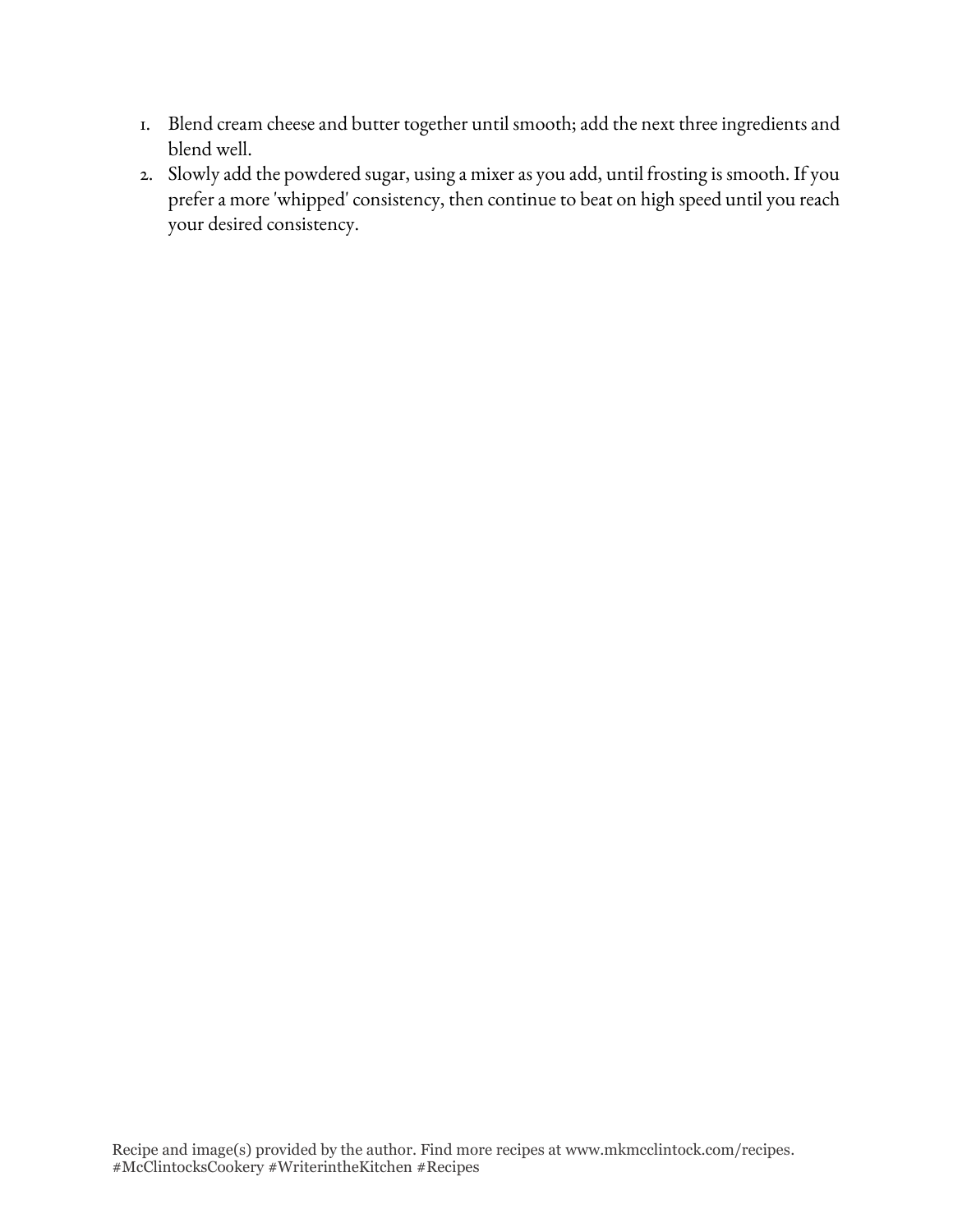1. Blend cream cheese and butter together until smooth; add the next three ingredients and blend well.
2. Slowly add the powdered sugar, using a mixer as you add, until frosting is smooth. If you prefer a more 'whipped' consistency, then continue to beat on high speed until you reach your desired consistency.

Recipe and image(s) provided by the author. Find more recipes at www.mkmcclintock.com/recipes. #McClintocksCookery #WriterintheKitchen #Recipes